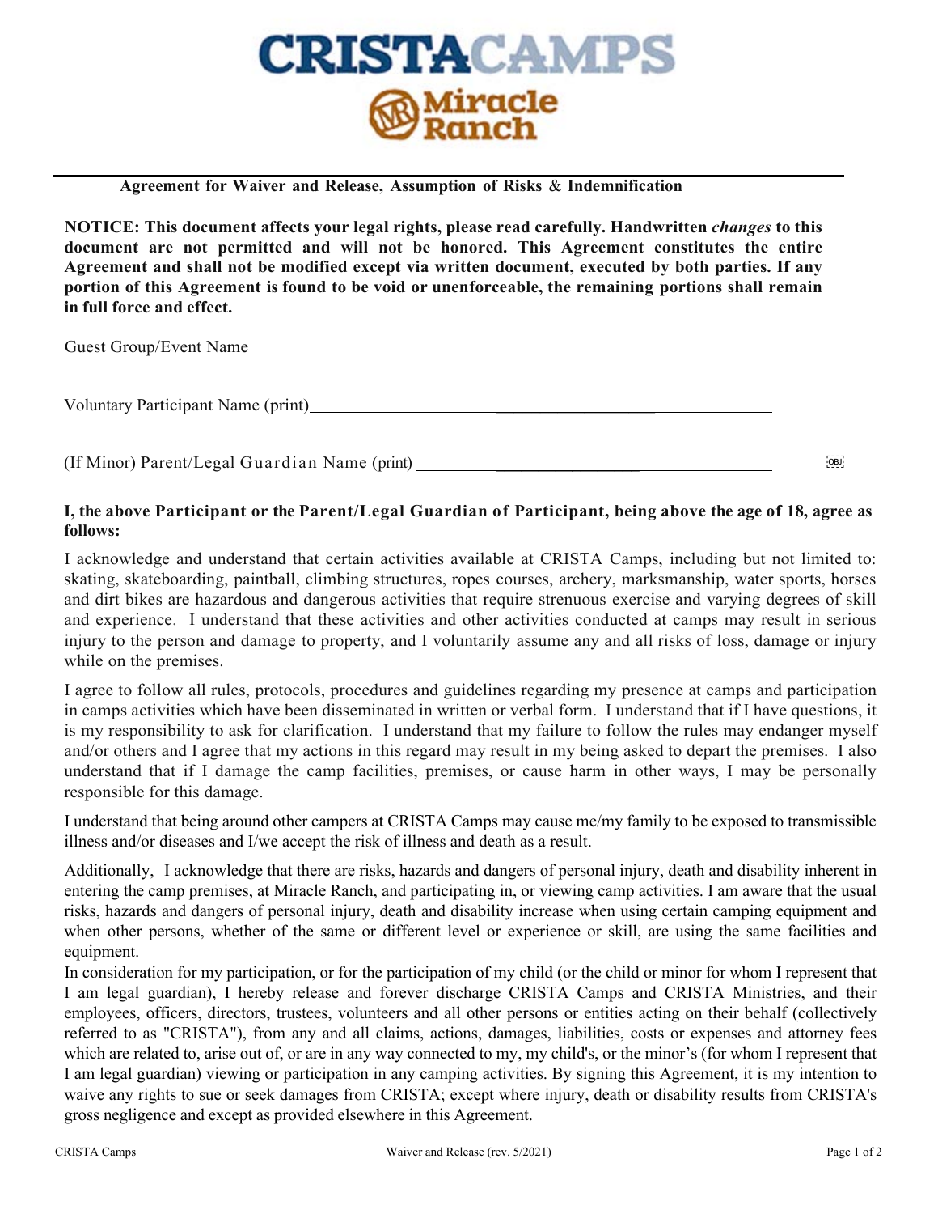# CRISTACAMPS

## Miracle Ranch

**Agreement for Waiver and Release, Assumption of Risks & Indemnification**

**NOTICE: This document affects your legal rights, please read carefully. Handwritten *changes* to this document are not permitted and will not be honored. This Agreement constitutes the entire Agreement and shall not be modified except via written document, executed by both parties. If any portion of this Agreement is found to be void or unenforceable, the remaining portions shall remain in full force and effect.**

Guest Group/Event Name ______________________________________________

Voluntary Participant Name (print)______________________________________________

(If Minor) Parent/Legal Guardian Name (print) ______________________________________________

**I, the above Participant or the Parent/Legal Guardian of Participant, being above the age of 18, agree as follows:**

I acknowledge and understand that certain activities available at CRISTA Camps, including but not limited to: skating, skateboarding, paintball, climbing structures, ropes courses, archery, marksmanship, water sports, horses and dirt bikes are hazardous and dangerous activities that require strenuous exercise and varying degrees of skill and experience. I understand that these activities and other activities conducted at camps may result in serious injury to the person and damage to property, and I voluntarily assume any and all risks of loss, damage or injury while on the premises.

I agree to follow all rules, protocols, procedures and guidelines regarding my presence at camps and participation in camps activities which have been disseminated in written or verbal form. I understand that if I have questions, it is my responsibility to ask for clarification. I understand that my failure to follow the rules may endanger myself and/or others and I agree that my actions in this regard may result in my being asked to depart the premises. I also understand that if I damage the camp facilities, premises, or cause harm in other ways, I may be personally responsible for this damage.

I understand that being around other campers at CRISTA Camps may cause me/my family to be exposed to transmissible illness and/or diseases and I/we accept the risk of illness and death as a result.

Additionally, I acknowledge that there are risks, hazards and dangers of personal injury, death and disability inherent in entering the camp premises, at Miracle Ranch, and participating in, or viewing camp activities. I am aware that the usual risks, hazards and dangers of personal injury, death and disability increase when using certain camping equipment and when other persons, whether of the same or different level or experience or skill, are using the same facilities and equipment.

In consideration for my participation, or for the participation of my child (or the child or minor for whom I represent that I am legal guardian), I hereby release and forever discharge CRISTA Camps and CRISTA Ministries, and their employees, officers, directors, trustees, volunteers and all other persons or entities acting on their behalf (collectively referred to as "CRISTA"), from any and all claims, actions, damages, liabilities, costs or expenses and attorney fees which are related to, arise out of, or are in any way connected to my, my child's, or the minor's (for whom I represent that I am legal guardian) viewing or participation in any camping activities. By signing this Agreement, it is my intention to waive any rights to sue or seek damages from CRISTA; except where injury, death or disability results from CRISTA's gross negligence and except as provided elsewhere in this Agreement.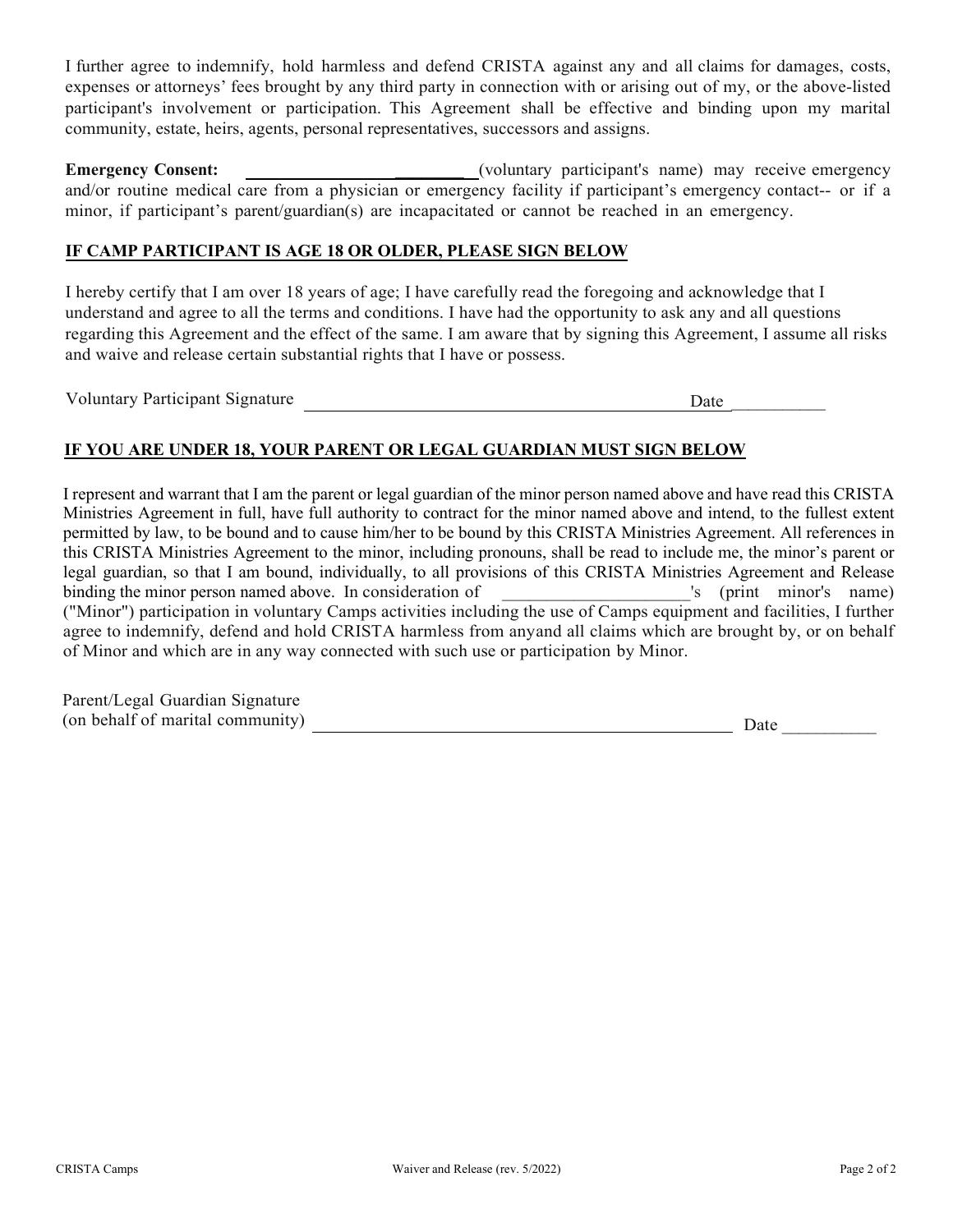I further agree to indemnify, hold harmless and defend CRISTA against any and all claims for damages, costs, expenses or attorneys' fees brought by any third party in connection with or arising out of my, or the above-listed participant's involvement or participation. This Agreement shall be effective and binding upon my marital community, estate, heirs, agents, personal representatives, successors and assigns.

**Emergency Consent:** ___________________________ (voluntary participant's name) may receive emergency and/or routine medical care from a physician or emergency facility if participant's emergency contact-- or if a minor, if participant's parent/guardian(s) are incapacitated or cannot be reached in an emergency.

**IF CAMP PARTICIPANT IS AGE 18 OR OLDER, PLEASE SIGN BELOW**

I hereby certify that I am over 18 years of age; I have carefully read the foregoing and acknowledge that I understand and agree to all the terms and conditions. I have had the opportunity to ask any and all questions regarding this Agreement and the effect of the same. I am aware that by signing this Agreement, I assume all risks and waive and release certain substantial rights that I have or possess.

Voluntary Participant Signature _____________________________________________ Date __________

**IF YOU ARE UNDER 18, YOUR PARENT OR LEGAL GUARDIAN MUST SIGN BELOW**

I represent and warrant that I am the parent or legal guardian of the minor person named above and have read this CRISTA Ministries Agreement in full, have full authority to contract for the minor named above and intend, to the fullest extent permitted by law, to be bound and to cause him/her to be bound by this CRISTA Ministries Agreement. All references in this CRISTA Ministries Agreement to the minor, including pronouns, shall be read to include me, the minor's parent or legal guardian, so that I am bound, individually, to all provisions of this CRISTA Ministries Agreement and Release binding the minor person named above. In consideration of _____________________'s (print minor's name) ("Minor") participation in voluntary Camps activities including the use of Camps equipment and facilities, I further agree to indemnify, defend and hold CRISTA harmless from anyand all claims which are brought by, or on behalf of Minor and which are in any way connected with such use or participation by Minor.

Parent/Legal Guardian Signature
(on behalf of marital community) _____________________________________________ Date __________

CRISTA Camps Waiver and Release (rev. 5/2022)